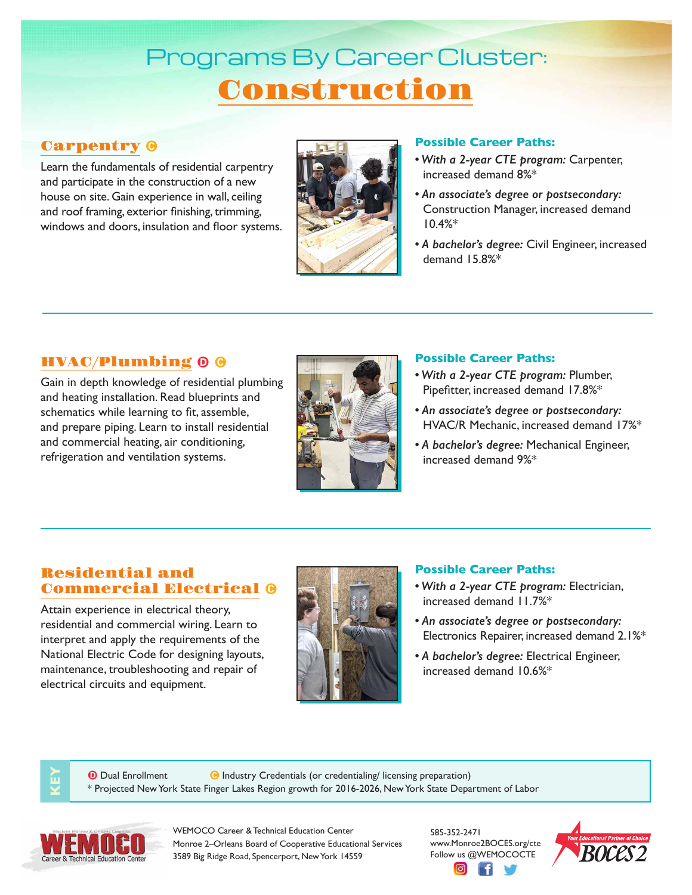# Programs By Career Cluster: Construction

## Carpentry Ⓒ

Learn the fundamentals of residential carpentry and participate in the construction of a new house on site. Gain experience in wall, ceiling and roof framing, exterior finishing, trimming, windows and doors, insulation and floor systems.

### Possible Career Paths:

- *With a 2-year CTE program:* Carpenter, increased demand 8%*
- *An associate's degree or postsecondary:* Construction Manager, increased demand 10.4%*
- *A bachelor's degree:* Civil Engineer, increased demand 15.8%*

## HVAC/Plumbing Ⓓ Ⓒ

Gain in depth knowledge of residential plumbing and heating installation. Read blueprints and schematics while learning to fit, assemble, and prepare piping. Learn to install residential and commercial heating, air conditioning, refrigeration and ventilation systems.

### Possible Career Paths:

- *With a 2-year CTE program:* Plumber, Pipefitter, increased demand 17.8%*
- *An associate's degree or postsecondary:* HVAC/R Mechanic, increased demand 17%*
- *A bachelor's degree:* Mechanical Engineer, increased demand 9%*

## Residential and Commercial Electrical Ⓒ

Attain experience in electrical theory, residential and commercial wiring. Learn to interpret and apply the requirements of the National Electric Code for designing layouts, maintenance, troubleshooting and repair of electrical circuits and equipment.

### Possible Career Paths:

- *With a 2-year CTE program:* Electrician, increased demand 11.7%*
- *An associate's degree or postsecondary:* Electronics Repairer, increased demand 2.1%*
- *A bachelor's degree:* Electrical Engineer, increased demand 10.6%*

**KEY**

Ⓓ Dual Enrollment   Ⓒ Industry Credentials (or credentialing/ licensing preparation)

* Projected New York State Finger Lakes Region growth for 2016-2026, New York State Department of Labor

WEMOCO Career & Technical Education Center
Monroe 2–Orleans Board of Cooperative Educational Services
3589 Big Ridge Road, Spencerport, New York 14559

585-352-2471
www.Monroe2BOCES.org/cte
Follow us @WEMOCOCTE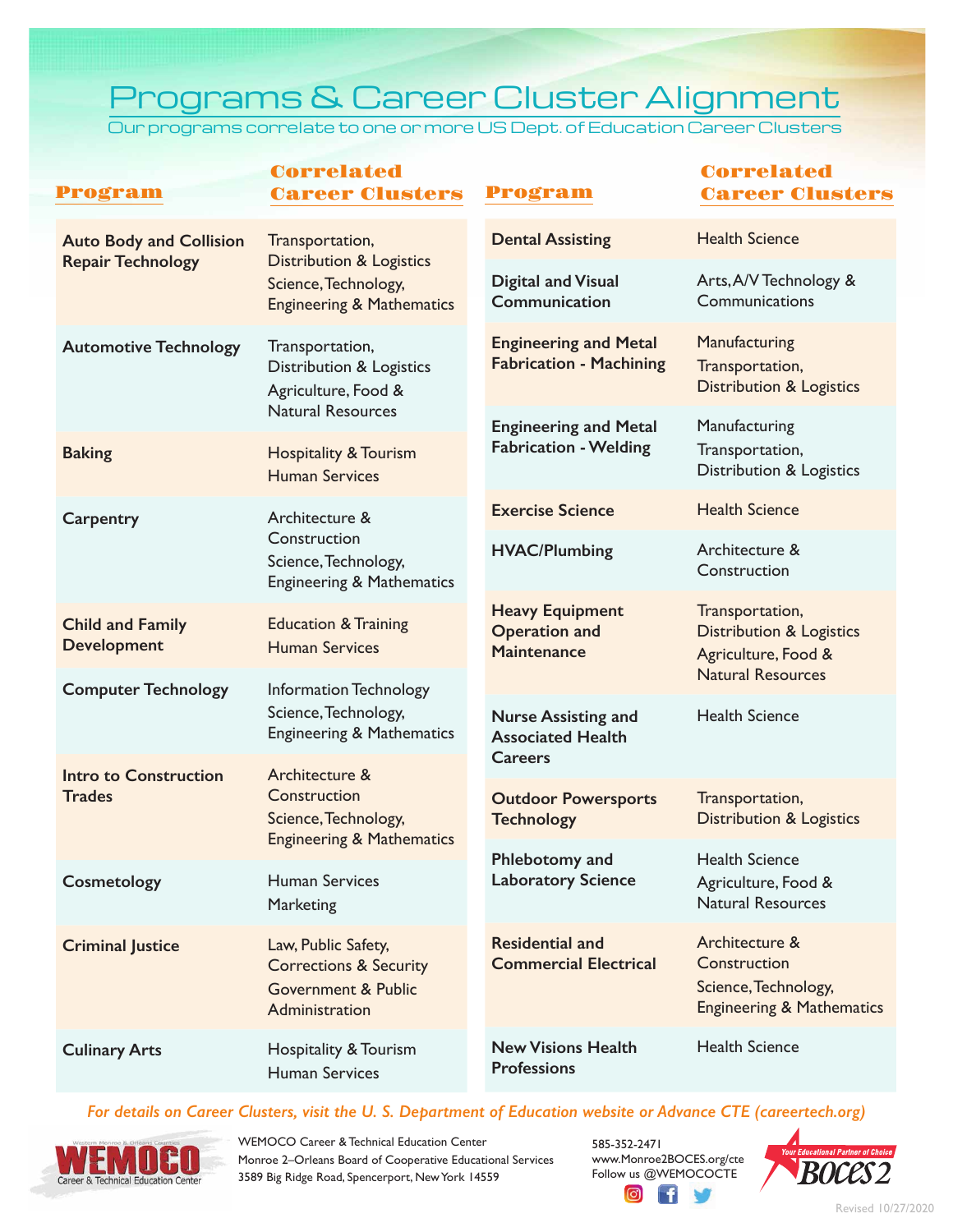# Programs & Career Cluster Alignment

Our programs correlate to one or more US Dept. of Education Career Clusters

| Program | Correlated Career Clusters |
|---|---|
| **Auto Body and Collision Repair Technology** | Transportation, Distribution & Logistics<br>Science, Technology, Engineering & Mathematics |
| **Automotive Technology** | Transportation, Distribution & Logistics<br>Agriculture, Food & Natural Resources |
| **Baking** | Hospitality & Tourism<br>Human Services |
| **Carpentry** | Architecture & Construction<br>Science, Technology, Engineering & Mathematics |
| **Child and Family Development** | Education & Training<br>Human Services |
| **Computer Technology** | Information Technology<br>Science, Technology, Engineering & Mathematics |
| **Intro to Construction Trades** | Architecture & Construction<br>Science, Technology, Engineering & Mathematics |
| **Cosmetology** | Human Services<br>Marketing |
| **Criminal Justice** | Law, Public Safety, Corrections & Security<br>Government & Public Administration |
| **Culinary Arts** | Hospitality & Tourism<br>Human Services |

| Program | Correlated Career Clusters |
|---|---|
| **Dental Assisting** | Health Science |
| **Digital and Visual Communication** | Arts, A/V Technology & Communications |
| **Engineering and Metal Fabrication - Machining** | Manufacturing<br>Transportation, Distribution & Logistics |
| **Engineering and Metal Fabrication - Welding** | Manufacturing<br>Transportation, Distribution & Logistics |
| **Exercise Science** | Health Science |
| **HVAC/Plumbing** | Architecture & Construction |
| **Heavy Equipment Operation and Maintenance** | Transportation, Distribution & Logistics<br>Agriculture, Food & Natural Resources |
| **Nurse Assisting and Associated Health Careers** | Health Science |
| **Outdoor Powersports Technology** | Transportation, Distribution & Logistics |
| **Phlebotomy and Laboratory Science** | Health Science<br>Agriculture, Food & Natural Resources |
| **Residential and Commercial Electrical** | Architecture & Construction<br>Science, Technology, Engineering & Mathematics |
| **New Visions Health Professions** | Health Science |

*For details on Career Clusters, visit the U. S. Department of Education website or Advance CTE (careertech.org)*

WEMOCO Career & Technical Education Center
Monroe 2–Orleans Board of Cooperative Educational Services
3589 Big Ridge Road, Spencerport, New York 14559

585-352-2471
www.Monroe2BOCES.org/cte
Follow us @WEMOCOCTE

Revised 10/27/2020